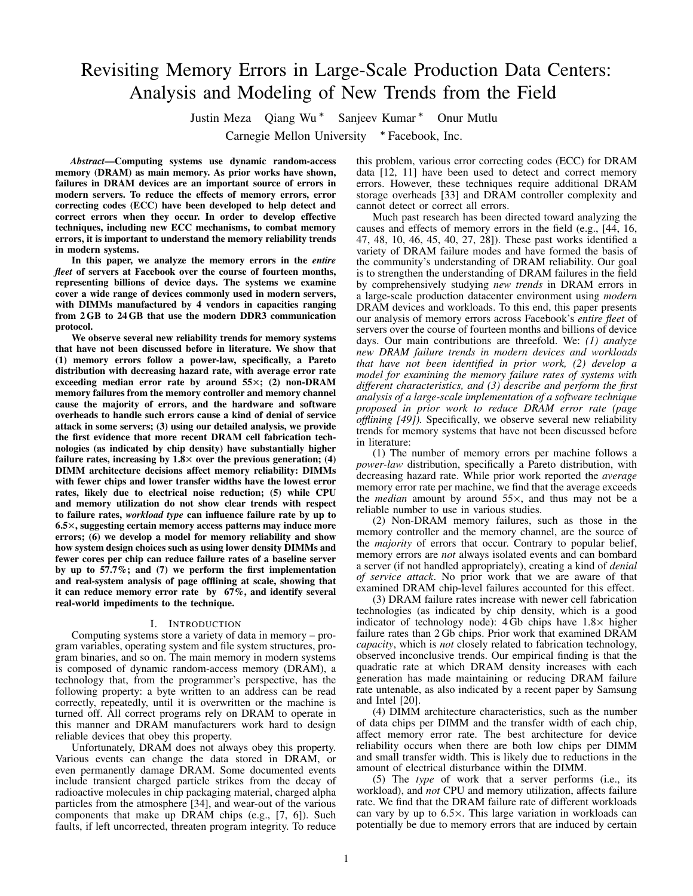# Revisiting Memory Errors in Large-Scale Production Data Centers: Analysis and Modeling of New Trends from the Field

Justin Meza   Qiang Wu [*]   Sanjeev Kumar [*]   Onur Mutlu

Carnegie Mellon University   [*] Facebook, Inc.

***Abstract*—Computing systems use dynamic random-access memory (DRAM) as main memory. As prior works have shown, failures in DRAM devices are an important source of errors in modern servers. To reduce the effects of memory errors, error correcting codes (ECC) have been developed to help detect and correct errors when they occur. In order to develop effective techniques, including new ECC mechanisms, to combat memory errors, it is important to understand the memory reliability trends in modern systems.**

**In this paper, we analyze the memory errors in the *entire fleet* of servers at Facebook over the course of fourteen months, representing billions of device days. The systems we examine cover a wide range of devices commonly used in modern servers, with DIMMs manufactured by 4 vendors in capacities ranging from 2 GB to 24 GB that use the modern DDR3 communication protocol.**

**We observe several new reliability trends for memory systems that have not been discussed before in literature. We show that (1) memory errors follow a power-law, specifically, a Pareto distribution with decreasing hazard rate, with average error rate exceeding median error rate by around 55×; (2) non-DRAM memory failures from the memory controller and memory channel cause the majority of errors, and the hardware and software overheads to handle such errors cause a kind of denial of service attack in some servers; (3) using our detailed analysis, we provide the first evidence that more recent DRAM cell fabrication technologies (as indicated by chip density) have substantially higher failure rates, increasing by 1.8× over the previous generation; (4) DIMM architecture decisions affect memory reliability: DIMMs with fewer chips and lower transfer widths have the lowest error rates, likely due to electrical noise reduction; (5) while CPU and memory utilization do not show clear trends with respect to failure rates, *workload type* can influence failure rate by up to 6.5×, suggesting certain memory access patterns may induce more errors; (6) we develop a model for memory reliability and show how system design choices such as using lower density DIMMs and fewer cores per chip can reduce failure rates of a baseline server by up to 57.7%; and (7) we perform the first implementation and real-system analysis of page offlining at scale, showing that it can reduce memory error rate by 67%, and identify several real-world impediments to the technique.**

## I. Introduction

Computing systems store a variety of data in memory – program variables, operating system and file system structures, program binaries, and so on. The main memory in modern systems is composed of dynamic random-access memory (DRAM), a technology that, from the programmer's perspective, has the following property: a byte written to an address can be read correctly, repeatedly, until it is overwritten or the machine is turned off. All correct programs rely on DRAM to operate in this manner and DRAM manufacturers work hard to design reliable devices that obey this property.

Unfortunately, DRAM does not always obey this property. Various events can change the data stored in DRAM, or even permanently damage DRAM. Some documented events include transient charged particle strikes from the decay of radioactive molecules in chip packaging material, charged alpha particles from the atmosphere [34], and wear-out of the various components that make up DRAM chips (e.g., [7, 6]). Such faults, if left uncorrected, threaten program integrity. To reduce this problem, various error correcting codes (ECC) for DRAM data [12, 11] have been used to detect and correct memory errors. However, these techniques require additional DRAM storage overheads [33] and DRAM controller complexity and cannot detect or correct all errors.

Much past research has been directed toward analyzing the causes and effects of memory errors in the field (e.g., [44, 16, 47, 48, 10, 46, 45, 40, 27, 28]). These past works identified a variety of DRAM failure modes and have formed the basis of the community's understanding of DRAM reliability. Our goal is to strengthen the understanding of DRAM failures in the field by comprehensively studying *new trends* in DRAM errors in a large-scale production datacenter environment using *modern* DRAM devices and workloads. To this end, this paper presents our analysis of memory errors across Facebook's *entire fleet* of servers over the course of fourteen months and billions of device days. Our main contributions are threefold. We: *(1) analyze new DRAM failure trends in modern devices and workloads that have not been identified in prior work, (2) develop a model for examining the memory failure rates of systems with different characteristics, and (3) describe and perform the first analysis of a large-scale implementation of a software technique proposed in prior work to reduce DRAM error rate (page offlining [49]).* Specifically, we observe several new reliability trends for memory systems that have not been discussed before in literature:

(1) The number of memory errors per machine follows a *power-law* distribution, specifically a Pareto distribution, with decreasing hazard rate. While prior work reported the *average* memory error rate per machine, we find that the average exceeds the *median* amount by around 55×, and thus may not be a reliable number to use in various studies.

(2) Non-DRAM memory failures, such as those in the memory controller and the memory channel, are the source of the *majority* of errors that occur. Contrary to popular belief, memory errors are *not* always isolated events and can bombard a server (if not handled appropriately), creating a kind of *denial of service attack*. No prior work that we are aware of that examined DRAM chip-level failures accounted for this effect.

(3) DRAM failure rates increase with newer cell fabrication technologies (as indicated by chip density, which is a good indicator of technology node): 4 Gb chips have 1.8× higher failure rates than 2 Gb chips. Prior work that examined DRAM *capacity*, which is *not* closely related to fabrication technology, observed inconclusive trends. Our empirical finding is that the quadratic rate at which DRAM density increases with each generation has made maintaining or reducing DRAM failure rate untenable, as also indicated by a recent paper by Samsung and Intel [20].

(4) DIMM architecture characteristics, such as the number of data chips per DIMM and the transfer width of each chip, affect memory error rate. The best architecture for device reliability occurs when there are both low chips per DIMM and small transfer width. This is likely due to reductions in the amount of electrical disturbance within the DIMM.

(5) The *type* of work that a server performs (i.e., its workload), and *not* CPU and memory utilization, affects failure rate. We find that the DRAM failure rate of different workloads can vary by up to 6.5×. This large variation in workloads can potentially be due to memory errors that are induced by certain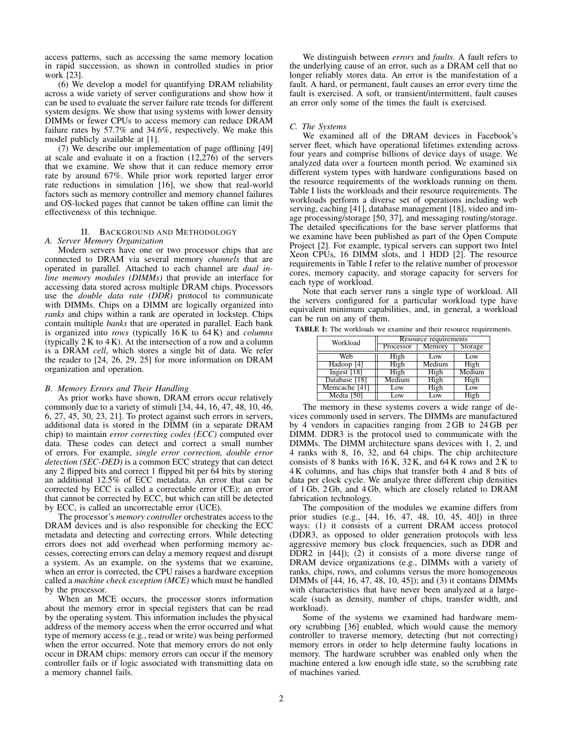access patterns, such as accessing the same memory location in rapid succession, as shown in controlled studies in prior work [23].

(6) We develop a model for quantifying DRAM reliability across a wide variety of server configurations and show how it can be used to evaluate the server failure rate trends for different system designs. We show that using systems with lower density DIMMs or fewer CPUs to access memory can reduce DRAM failure rates by 57.7% and 34.6%, respectively. We make this model publicly available at [1].

(7) We describe our implementation of page offlining [49] at scale and evaluate it on a fraction (12,276) of the servers that we examine. We show that it can reduce memory error rate by around 67%. While prior work reported larger error rate reductions in simulation [16], we show that real-world factors such as memory controller and memory channel failures and OS-locked pages that cannot be taken offline can limit the effectiveness of this technique.

## II. Background and Methodology

### A. Server Memory Organization

Modern servers have one or two processor chips that are connected to DRAM via several memory *channels* that are operated in parallel. Attached to each channel are *dual in-line memory modules (DIMMs)* that provide an interface for accessing data stored across multiple DRAM chips. Processors use the *double data rate (DDR)* protocol to communicate with DIMMs. Chips on a DIMM are logically organized into *ranks* and chips within a rank are operated in lockstep. Chips contain multiple *banks* that are operated in parallel. Each bank is organized into *rows* (typically 16 K to 64 K) and *columns* (typically 2 K to 4 K). At the intersection of a row and a column is a DRAM *cell*, which stores a single bit of data. We refer the reader to [24, 26, 29, 25] for more information on DRAM organization and operation.

### B. Memory Errors and Their Handling

As prior works have shown, DRAM errors occur relatively commonly due to a variety of stimuli [34, 44, 16, 47, 48, 10, 46, 6, 27, 45, 30, 23, 21]. To protect against such errors in servers, additional data is stored in the DIMM (in a separate DRAM chip) to maintain *error correcting codes (ECC)* computed over data. These codes can detect and correct a small number of errors. For example, *single error correction, double error detection (SEC-DED)* is a common ECC strategy that can detect any 2 flipped bits and correct 1 flipped bit per 64 bits by storing an additional 12.5% of ECC metadata. An error that can be corrected by ECC is called a correctable error (CE); an error that cannot be corrected by ECC, but which can still be detected by ECC, is called an uncorrectable error (UCE).

The processor's *memory controller* orchestrates access to the DRAM devices and is also responsible for checking the ECC metadata and detecting and correcting errors. While detecting errors does not add overhead when performing memory accesses, correcting errors can delay a memory request and disrupt a system. As an example, on the systems that we examine, when an error is corrected, the CPU raises a hardware exception called a *machine check exception (MCE)* which must be handled by the processor.

When an MCE occurs, the processor stores information about the memory error in special registers that can be read by the operating system. This information includes the physical address of the memory access when the error occurred and what type of memory access (e.g., read or write) was being performed when the error occurred. Note that memory errors do not only occur in DRAM chips: memory errors can occur if the memory controller fails or if logic associated with transmitting data on a memory channel fails.

We distinguish between *errors* and *faults*. A fault refers to the underlying cause of an error, such as a DRAM cell that no longer reliably stores data. An error is the manifestation of a fault. A hard, or permanent, fault causes an error every time the fault is exercised. A soft, or transient/intermittent, fault causes an error only some of the times the fault is exercised.

### C. The Systems

We examined all of the DRAM devices in Facebook's server fleet, which have operational lifetimes extending across four years and comprise billions of device days of usage. We analyzed data over a fourteen month period. We examined six different system types with hardware configurations based on the resource requirements of the workloads running on them. Table I lists the workloads and their resource requirements. The workloads perform a diverse set of operations including web serving, caching [41], database management [18], video and image processing/storage [50, 37], and messaging routing/storage. The detailed specifications for the base server platforms that we examine have been published as part of the Open Compute Project [2]. For example, typical servers can support two Intel Xeon CPUs, 16 DIMM slots, and 1 HDD [2]. The resource requirements in Table I refer to the relative number of processor cores, memory capacity, and storage capacity for servers for each type of workload.

Note that each server runs a single type of workload. All the servers configured for a particular workload type have equivalent minimum capabilities, and, in general, a workload can be run on any of them.

**TABLE I:** The workloads we examine and their resource requirements.

| Workload | Resource requirements | | |
|---|---|---|---|
| | Processor | Memory | Storage |
| Web | High | Low | Low |
| Hadoop [4] | High | Medium | High |
| Ingest [18] | High | High | Medium |
| Database [18] | Medium | High | High |
| Memcache [41] | Low | High | Low |
| Media [50] | Low | Low | High |

The memory in these systems covers a wide range of devices commonly used in servers. The DIMMs are manufactured by 4 vendors in capacities ranging from 2 GB to 24 GB per DIMM. DDR3 is the protocol used to communicate with the DIMMs. The DIMM architecture spans devices with 1, 2, and 4 ranks with 8, 16, 32, and 64 chips. The chip architecture consists of 8 banks with 16 K, 32 K, and 64 K rows and 2 K to 4 K columns, and has chips that transfer both 4 and 8 bits of data per clock cycle. We analyze three different chip densities of 1 Gb, 2 Gb, and 4 Gb, which are closely related to DRAM fabrication technology.

The composition of the modules we examine differs from prior studies (e.g., [44, 16, 47, 48, 10, 45, 40]) in three ways: (1) it consists of a current DRAM access protocol (DDR3, as opposed to older generation protocols with less aggressive memory bus clock frequencies, such as DDR and DDR2 in [44]); (2) it consists of a more diverse range of DRAM device organizations (e.g., DIMMs with a variety of ranks, chips, rows, and columns versus the more homogeneous DIMMs of [44, 16, 47, 48, 10, 45]); and (3) it contains DIMMs with characteristics that have never been analyzed at a large-scale (such as density, number of chips, transfer width, and workload).

Some of the systems we examined had hardware memory scrubbing [36] enabled, which would cause the memory controller to traverse memory, detecting (but not correcting) memory errors in order to help determine faulty locations in memory. The hardware scrubber was enabled only when the machine entered a low enough idle state, so the scrubbing rate of machines varied.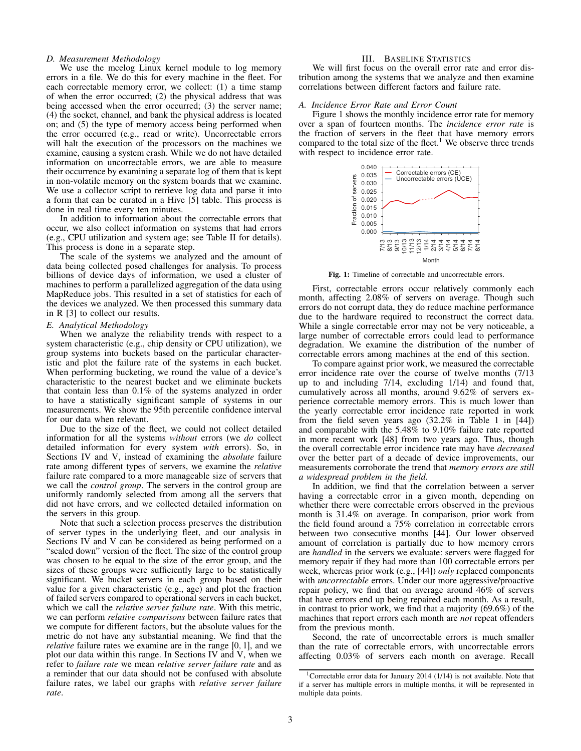### D. Measurement Methodology

We use the mcelog Linux kernel module to log memory errors in a file. We do this for every machine in the fleet. For each correctable memory error, we collect: (1) a time stamp of when the error occurred; (2) the physical address that was being accessed when the error occurred; (3) the server name; (4) the socket, channel, and bank the physical address is located on; and (5) the type of memory access being performed when the error occurred (e.g., read or write). Uncorrectable errors will halt the execution of the processors on the machines we examine, causing a system crash. While we do not have detailed information on uncorrectable errors, we are able to measure their occurrence by examining a separate log of them that is kept in non-volatile memory on the system boards that we examine. We use a collector script to retrieve log data and parse it into a form that can be curated in a Hive [5] table. This process is done in real time every ten minutes.

In addition to information about the correctable errors that occur, we also collect information on systems that had errors (e.g., CPU utilization and system age; see Table II for details). This process is done in a separate step.

The scale of the systems we analyzed and the amount of data being collected posed challenges for analysis. To process billions of device days of information, we used a cluster of machines to perform a parallelized aggregation of the data using MapReduce jobs. This resulted in a set of statistics for each of the devices we analyzed. We then processed this summary data in R [3] to collect our results.

### E. Analytical Methodology

When we analyze the reliability trends with respect to a system characteristic (e.g., chip density or CPU utilization), we group systems into buckets based on the particular characteristic and plot the failure rate of the systems in each bucket. When performing bucketing, we round the value of a device's characteristic to the nearest bucket and we eliminate buckets that contain less than 0.1% of the systems analyzed in order to have a statistically significant sample of systems in our measurements. We show the 95th percentile confidence interval for our data when relevant.

Due to the size of the fleet, we could not collect detailed information for all the systems *without* errors (we *do* collect detailed information for every system *with* errors). So, in Sections IV and V, instead of examining the *absolute* failure rate among different types of servers, we examine the *relative* failure rate compared to a more manageable size of servers that we call the *control group*. The servers in the control group are uniformly randomly selected from among all the servers that did not have errors, and we collected detailed information on the servers in this group.

Note that such a selection process preserves the distribution of server types in the underlying fleet, and our analysis in Sections IV and V can be considered as being performed on a "scaled down" version of the fleet. The size of the control group was chosen to be equal to the size of the error group, and the sizes of these groups were sufficiently large to be statistically significant. We bucket servers in each group based on their value for a given characteristic (e.g., age) and plot the fraction of failed servers compared to operational servers in each bucket, which we call the *relative server failure rate*. With this metric, we can perform *relative comparisons* between failure rates that we compute for different factors, but the absolute values for the metric do not have any substantial meaning. We find that the *relative* failure rates we examine are in the range [0, 1], and we plot our data within this range. In Sections IV and V, when we refer to *failure rate* we mean *relative server failure rate* and as a reminder that our data should not be confused with absolute failure rates, we label our graphs with *relative server failure rate*.

## III. Baseline Statistics

We will first focus on the overall error rate and error distribution among the systems that we analyze and then examine correlations between different factors and failure rate.

### A. Incidence Error Rate and Error Count

Figure 1 shows the monthly incidence error rate for memory over a span of fourteen months. The *incidence error rate* is the fraction of servers in the fleet that have memory errors compared to the total size of the fleet.[1] We observe three trends with respect to incidence error rate.

**Fig. 1:** Timeline of correctable and uncorrectable errors.

First, correctable errors occur relatively commonly each month, affecting 2.08% of servers on average. Though such errors do not corrupt data, they do reduce machine performance due to the hardware required to reconstruct the correct data. While a single correctable error may not be very noticeable, a large number of correctable errors could lead to performance degradation. We examine the distribution of the number of correctable errors among machines at the end of this section.

To compare against prior work, we measured the correctable error incidence rate over the course of twelve months (7/13 up to and including 7/14, excluding 1/14) and found that, cumulatively across all months, around 9.62% of servers experience correctable memory errors. This is much lower than the yearly correctable error incidence rate reported in work from the field seven years ago (32.2% in Table 1 in [44]) and comparable with the 5.48% to 9.10% failure rate reported in more recent work [48] from two years ago. Thus, though the overall correctable error incidence rate may have *decreased* over the better part of a decade of device improvements, our measurements corroborate the trend that *memory errors are still a widespread problem in the field*.

In addition, we find that the correlation between a server having a correctable error in a given month, depending on whether there were correctable errors observed in the previous month is 31.4% on average. In comparison, prior work from the field found around a 75% correlation in correctable errors between two consecutive months [44]. Our lower observed amount of correlation is partially due to how memory errors are *handled* in the servers we evaluate: servers were flagged for memory repair if they had more than 100 correctable errors per week, whereas prior work (e.g., [44]) *only* replaced components with *uncorrectable* errors. Under our more aggressive/proactive repair policy, we find that on average around 46% of servers that have errors end up being repaired each month. As a result, in contrast to prior work, we find that a majority (69.6%) of the machines that report errors each month are *not* repeat offenders from the previous month.

Second, the rate of uncorrectable errors is much smaller than the rate of correctable errors, with uncorrectable errors affecting 0.03% of servers each month on average. Recall

[1] Correctable error data for January 2014 (1/14) is not available. Note that if a server has multiple errors in multiple months, it will be represented in multiple data points.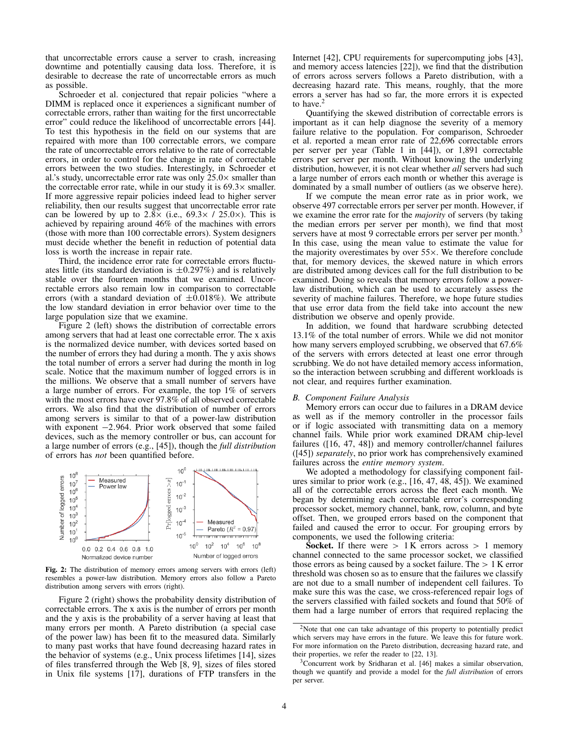that uncorrectable errors cause a server to crash, increasing downtime and potentially causing data loss. Therefore, it is desirable to decrease the rate of uncorrectable errors as much as possible.

Schroeder et al. conjectured that repair policies "where a DIMM is replaced once it experiences a significant number of correctable errors, rather than waiting for the first uncorrectable error" could reduce the likelihood of uncorrectable errors [44]. To test this hypothesis in the field on our systems that are repaired with more than 100 correctable errors, we compare the rate of uncorrectable errors relative to the rate of correctable errors, in order to control for the change in rate of correctable errors between the two studies. Interestingly, in Schroeder et al.'s study, uncorrectable error rate was only 25.0× smaller than the correctable error rate, while in our study it is 69.3× smaller. If more aggressive repair policies indeed lead to higher server reliability, then our results suggest that uncorrectable error rate can be lowered by up to 2.8× (i.e., 69.3× / 25.0×). This is achieved by repairing around 46% of the machines with errors (those with more than 100 correctable errors). System designers must decide whether the benefit in reduction of potential data loss is worth the increase in repair rate.

Third, the incidence error rate for correctable errors fluctuates little (its standard deviation is ±0.297%) and is relatively stable over the fourteen months that we examined. Uncorrectable errors also remain low in comparison to correctable errors (with a standard deviation of ±0.018%). We attribute the low standard deviation in error behavior over time to the large population size that we examine.

Figure 2 (left) shows the distribution of correctable errors among servers that had at least one correctable error. The x axis is the normalized device number, with devices sorted based on the number of errors they had during a month. The y axis shows the total number of errors a server had during the month in log scale. Notice that the maximum number of logged errors is in the millions. We observe that a small number of servers have a large number of errors. For example, the top 1% of servers with the most errors have over 97.8% of all observed correctable errors. We also find that the distribution of number of errors among servers is similar to that of a power-law distribution with exponent −2.964. Prior work observed that some failed devices, such as the memory controller or bus, can account for a large number of errors (e.g., [45]), though the *full distribution* of errors has *not* been quantified before.

**Fig. 2:** The distribution of memory errors among servers with errors (left) resembles a power-law distribution. Memory errors also follow a Pareto distribution among servers with errors (right).

Figure 2 (right) shows the probability density distribution of correctable errors. The x axis is the number of errors per month and the y axis is the probability of a server having at least that many errors per month. A Pareto distribution (a special case of the power law) has been fit to the measured data. Similarly to many past works that have found decreasing hazard rates in the behavior of systems (e.g., Unix process lifetimes [14], sizes of files transferred through the Web [8, 9], sizes of files stored in Unix file systems [17], durations of FTP transfers in the Internet [42], CPU requirements for supercomputing jobs [43], and memory access latencies [22]), we find that the distribution of errors across servers follows a Pareto distribution, with a decreasing hazard rate. This means, roughly, that the more errors a server has had so far, the more errors it is expected to have.[2]

Quantifying the skewed distribution of correctable errors is important as it can help diagnose the severity of a memory failure relative to the population. For comparison, Schroeder et al. reported a mean error rate of 22,696 correctable errors per server per year (Table 1 in [44]), or 1,891 correctable errors per server per month. Without knowing the underlying distribution, however, it is not clear whether *all* servers had such a large number of errors each month or whether this average is dominated by a small number of outliers (as we observe here).

If we compute the mean error rate as in prior work, we observe 497 correctable errors per server per month. However, if we examine the error rate for the *majority* of servers (by taking the median errors per server per month), we find that most servers have at most 9 correctable errors per server per month.[3] In this case, using the mean value to estimate the value for the majority overestimates by over 55×. We therefore conclude that, for memory devices, the skewed nature in which errors are distributed among devices call for the full distribution to be examined. Doing so reveals that memory errors follow a power-law distribution, which can be used to accurately assess the severity of machine failures. Therefore, we hope future studies that use error data from the field take into account the new distribution we observe and openly provide.

In addition, we found that hardware scrubbing detected 13.1% of the total number of errors. While we did not monitor how many servers employed scrubbing, we observed that 67.6% of the servers with errors detected at least one error through scrubbing. We do not have detailed memory access information, so the interaction between scrubbing and different workloads is not clear, and requires further examination.

### B. Component Failure Analysis

Memory errors can occur due to failures in a DRAM device as well as if the memory controller in the processor fails or if logic associated with transmitting data on a memory channel fails. While prior work examined DRAM chip-level failures ([16, 47, 48]) and memory controller/channel failures ([45]) *separately*, no prior work has comprehensively examined failures across the *entire memory system*.

We adopted a methodology for classifying component failures similar to prior work (e.g., [16, 47, 48, 45]). We examined all of the correctable errors across the fleet each month. We began by determining each correctable error's corresponding processor socket, memory channel, bank, row, column, and byte offset. Then, we grouped errors based on the component that failed and caused the error to occur. For grouping errors by components, we used the following criteria:

**Socket.** If there were > 1 K errors across > 1 memory channel connected to the same processor socket, we classified those errors as being caused by a socket failure. The > 1 K error threshold was chosen so as to ensure that the failures we classify are not due to a small number of independent cell failures. To make sure this was the case, we cross-referenced repair logs of the servers classified with failed sockets and found that 50% of them had a large number of errors that required replacing the

[2] Note that one can take advantage of this property to potentially predict which servers may have errors in the future. We leave this for future work. For more information on the Pareto distribution, decreasing hazard rate, and their properties, we refer the reader to [22, 13].

[3] Concurrent work by Sridharan et al. [46] makes a similar observation, though we quantify and provide a model for the *full distribution* of errors per server.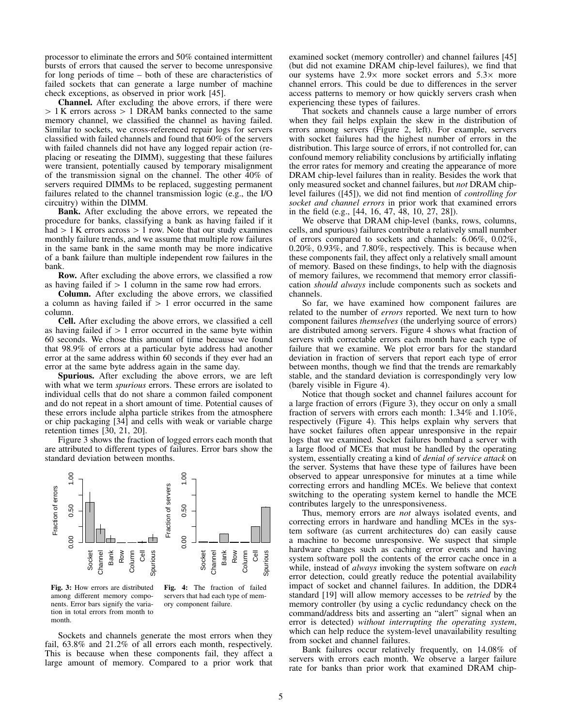processor to eliminate the errors and 50% contained intermittent bursts of errors that caused the server to become unresponsive for long periods of time – both of these are characteristics of failed sockets that can generate a large number of machine check exceptions, as observed in prior work [45].

**Channel.** After excluding the above errors, if there were $> 1$ K errors across $> 1$ DRAM banks connected to the same memory channel, we classified the channel as having failed. Similar to sockets, we cross-referenced repair logs for servers classified with failed channels and found that 60% of the servers with failed channels did not have any logged repair action (replacing or reseating the DIMM), suggesting that these failures were transient, potentially caused by temporary misalignment of the transmission signal on the channel. The other 40% of servers required DIMMs to be replaced, suggesting permanent failures related to the channel transmission logic (e.g., the I/O circuitry) within the DIMM.

**Bank.** After excluding the above errors, we repeated the procedure for banks, classifying a bank as having failed if it had $> 1$ K errors across $> 1$ row. Note that our study examines monthly failure trends, and we assume that multiple row failures in the same bank in the same month may be more indicative of a bank failure than multiple independent row failures in the bank.

**Row.** After excluding the above errors, we classified a row as having failed if $> 1$ column in the same row had errors.

**Column.** After excluding the above errors, we classified a column as having failed if $> 1$ error occurred in the same column.

**Cell.** After excluding the above errors, we classified a cell as having failed if $> 1$ error occurred in the same byte within 60 seconds. We chose this amount of time because we found that 98.9% of errors at a particular byte address had another error at the same address within 60 seconds if they ever had an error at the same byte address again in the same day.

**Spurious.** After excluding the above errors, we are left with what we term *spurious* errors. These errors are isolated to individual cells that do not share a common failed component and do not repeat in a short amount of time. Potential causes of these errors include alpha particle strikes from the atmosphere or chip packaging [34] and cells with weak or variable charge retention times [30, 21, 20].

Figure 3 shows the fraction of logged errors each month that are attributed to different types of failures. Error bars show the standard deviation between months.

Fraction of errors
0.00 0.50 1.00
Socket Channel Bank Row Column Cell Spurious

**Fig. 3:** How errors are distributed among different memory components. Error bars signify the variation in total errors from month to month.

Fraction of servers
0.00 0.50 1.00
Socket Channel Bank Row Column Cell Spurious

**Fig. 4:** The fraction of failed servers that had each type of memory component failure.

Sockets and channels generate the most errors when they fail, 63.8% and 21.2% of all errors each month, respectively. This is because when these components fail, they affect a large amount of memory. Compared to a prior work that examined socket (memory controller) and channel failures [45] (but did not examine DRAM chip-level failures), we find that our systems have $2.9\times$ more socket errors and $5.3\times$ more channel errors. This could be due to differences in the server access patterns to memory or how quickly servers crash when experiencing these types of failures.

That sockets and channels cause a large number of errors when they fail helps explain the skew in the distribution of errors among servers (Figure 2, left). For example, servers with socket failures had the highest number of errors in the distribution. This large source of errors, if not controlled for, can confound memory reliability conclusions by artificially inflating the error rates for memory and creating the appearance of more DRAM chip-level failures than in reality. Besides the work that only measured socket and channel failures, but *not* DRAM chip-level failures ([45]), we did not find mention of *controlling for socket and channel errors* in prior work that examined errors in the field (e.g., [44, 16, 47, 48, 10, 27, 28]).

We observe that DRAM chip-level (banks, rows, columns, cells, and spurious) failures contribute a relatively small number of errors compared to sockets and channels: 6.06%, 0.02%, 0.20%, 0.93%, and 7.80%, respectively. This is because when these components fail, they affect only a relatively small amount of memory. Based on these findings, to help with the diagnosis of memory failures, we recommend that memory error classification *should always* include components such as sockets and channels.

So far, we have examined how component failures are related to the number of *errors* reported. We next turn to how component failures *themselves* (the underlying source of errors) are distributed among servers. Figure 4 shows what fraction of servers with correctable errors each month have each type of failure that we examine. We plot error bars for the standard deviation in fraction of servers that report each type of error between months, though we find that the trends are remarkably stable, and the standard deviation is correspondingly very low (barely visible in Figure 4).

Notice that though socket and channel failures account for a large fraction of errors (Figure 3), they occur on only a small fraction of servers with errors each month: 1.34% and 1.10%, respectively (Figure 4). This helps explain why servers that have socket failures often appear unresponsive in the repair logs that we examined. Socket failures bombard a server with a large flood of MCEs that must be handled by the operating system, essentially creating a kind of *denial of service attack* on the server. Systems that have these type of failures have been observed to appear unresponsive for minutes at a time while correcting errors and handling MCEs. We believe that context switching to the operating system kernel to handle the MCE contributes largely to the unresponsiveness.

Thus, memory errors are *not* always isolated events, and correcting errors in hardware and handling MCEs in the system software (as current architectures do) can easily cause a machine to become unresponsive. We suspect that simple hardware changes such as caching error events and having system software poll the contents of the error cache once in a while, instead of *always* invoking the system software on *each* error detection, could greatly reduce the potential availability impact of socket and channel failures. In addition, the DDR4 standard [19] will allow memory accesses to be *retried* by the memory controller (by using a cyclic redundancy check on the command/address bits and asserting an "alert" signal when an error is detected) *without interrupting the operating system*, which can help reduce the system-level unavailability resulting from socket and channel failures.

Bank failures occur relatively frequently, on 14.08% of servers with errors each month. We observe a larger failure rate for banks than prior work that examined DRAM chip-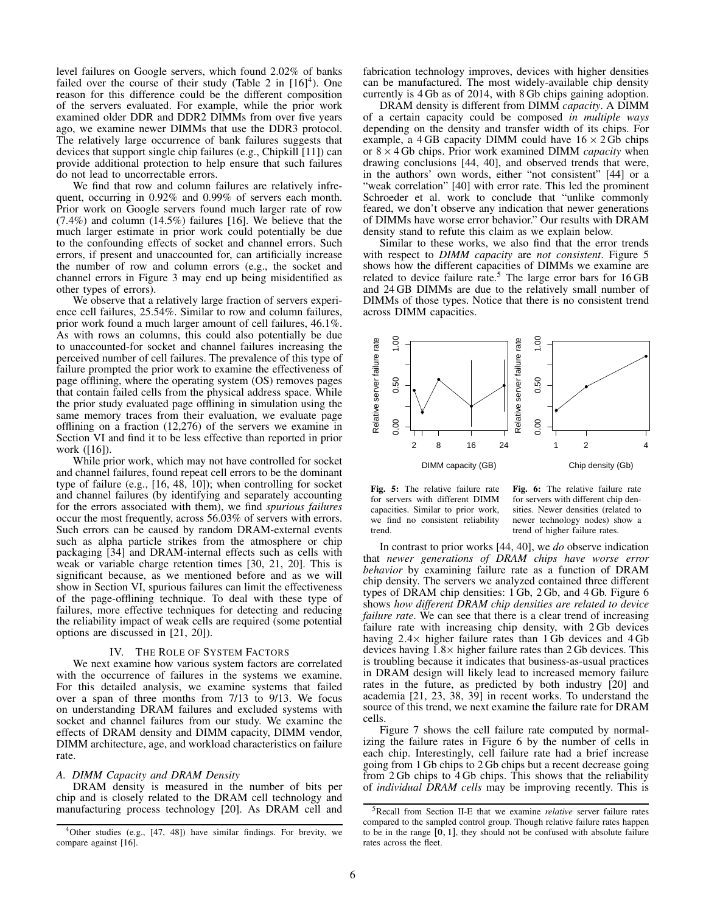level failures on Google servers, which found 2.02% of banks failed over the course of their study (Table 2 in [16][4]). One reason for this difference could be the different composition of the servers evaluated. For example, while the prior work examined older DDR and DDR2 DIMMs from over five years ago, we examine newer DIMMs that use the DDR3 protocol. The relatively large occurrence of bank failures suggests that devices that support single chip failures (e.g., Chipkill [11]) can provide additional protection to help ensure that such failures do not lead to uncorrectable errors.

We find that row and column failures are relatively infrequent, occurring in 0.92% and 0.99% of servers each month. Prior work on Google servers found much larger rate of row (7.4%) and column (14.5%) failures [16]. We believe that the much larger estimate in prior work could potentially be due to the confounding effects of socket and channel errors. Such errors, if present and unaccounted for, can artificially increase the number of row and column errors (e.g., the socket and channel errors in Figure 3 may end up being misidentified as other types of errors).

We observe that a relatively large fraction of servers experience cell failures, 25.54%. Similar to row and column failures, prior work found a much larger amount of cell failures, 46.1%. As with rows an columns, this could also potentially be due to unaccounted-for socket and channel failures increasing the perceived number of cell failures. The prevalence of this type of failure prompted the prior work to examine the effectiveness of page offlining, where the operating system (OS) removes pages that contain failed cells from the physical address space. While the prior study evaluated page offlining in simulation using the same memory traces from their evaluation, we evaluate page offlining on a fraction (12,276) of the servers we examine in Section VI and find it to be less effective than reported in prior work ([16]).

While prior work, which may not have controlled for socket and channel failures, found repeat cell errors to be the dominant type of failure (e.g., [16, 48, 10]); when controlling for socket and channel failures (by identifying and separately accounting for the errors associated with them), we find *spurious failures* occur the most frequently, across 56.03% of servers with errors. Such errors can be caused by random DRAM-external events such as alpha particle strikes from the atmosphere or chip packaging [34] and DRAM-internal effects such as cells with weak or variable charge retention times [30, 21, 20]. This is significant because, as we mentioned before and as we will show in Section VI, spurious failures can limit the effectiveness of the page-offlining technique. To deal with these type of failures, more effective techniques for detecting and reducing the reliability impact of weak cells are required (some potential options are discussed in [21, 20]).

## IV. The Role of System Factors

We next examine how various system factors are correlated with the occurrence of failures in the systems we examine. For this detailed analysis, we examine systems that failed over a span of three months from 7/13 to 9/13. We focus on understanding DRAM failures and excluded systems with socket and channel failures from our study. We examine the effects of DRAM density and DIMM capacity, DIMM vendor, DIMM architecture, age, and workload characteristics on failure rate.

### A. DIMM Capacity and DRAM Density

DRAM density is measured in the number of bits per chip and is closely related to the DRAM cell technology and manufacturing process technology [20]. As DRAM cell and fabrication technology improves, devices with higher densities can be manufactured. The most widely-available chip density currently is 4 Gb as of 2014, with 8 Gb chips gaining adoption.

DRAM density is different from DIMM *capacity*. A DIMM of a certain capacity could be composed *in multiple ways* depending on the density and transfer width of its chips. For example, a 4 GB capacity DIMM could have $16 \times 2$ Gb chips or $8 \times 4$ Gb chips. Prior work examined DIMM *capacity* when drawing conclusions [44, 40], and observed trends that were, in the authors' own words, either "not consistent" [44] or a "weak correlation" [40] with error rate. This led the prominent Schroeder et al. work to conclude that "unlike commonly feared, we don't observe any indication that newer generations of DIMMs have worse error behavior." Our results with DRAM density stand to refute this claim as we explain below.

Similar to these works, we also find that the error trends with respect to *DIMM capacity* are *not consistent*. Figure 5 shows how the different capacities of DIMMs we examine are related to device failure rate.[5] The large error bars for 16 GB and 24 GB DIMMs are due to the relatively small number of DIMMs of those types. Notice that there is no consistent trend across DIMM capacities.

**Fig. 5:** The relative failure rate for servers with different DIMM capacities. Similar to prior work, we find no consistent reliability trend.

**Fig. 6:** The relative failure rate for servers with different chip densities. Newer densities (related to newer technology nodes) show a trend of higher failure rates.

In contrast to prior works [44, 40], we *do* observe indication that *newer generations of DRAM chips have worse error behavior* by examining failure rate as a function of DRAM chip density. The servers we analyzed contained three different types of DRAM chip densities: 1 Gb, 2 Gb, and 4 Gb. Figure 6 shows *how different DRAM chip densities are related to device failure rate*. We can see that there is a clear trend of increasing failure rate with increasing chip density, with 2 Gb devices having $2.4\times$ higher failure rates than 1 Gb devices and 4 Gb devices having $1.8\times$ higher failure rates than 2 Gb devices. This is troubling because it indicates that business-as-usual practices in DRAM design will likely lead to increased memory failure rates in the future, as predicted by both industry [20] and academia [21, 23, 38, 39] in recent works. To understand the source of this trend, we next examine the failure rate for DRAM cells.

Figure 7 shows the cell failure rate computed by normalizing the failure rates in Figure 6 by the number of cells in each chip. Interestingly, cell failure rate had a brief increase going from 1 Gb chips to 2 Gb chips but a recent decrease going from 2 Gb chips to 4 Gb chips. This shows that the reliability of *individual DRAM cells* may be improving recently. This is

[4] Other studies (e.g., [47, 48]) have similar findings. For brevity, we compare against [16].

[5] Recall from Section II-E that we examine *relative* server failure rates compared to the sampled control group. Though relative failure rates happen to be in the range $[0, 1]$, they should not be confused with absolute failure rates across the fleet.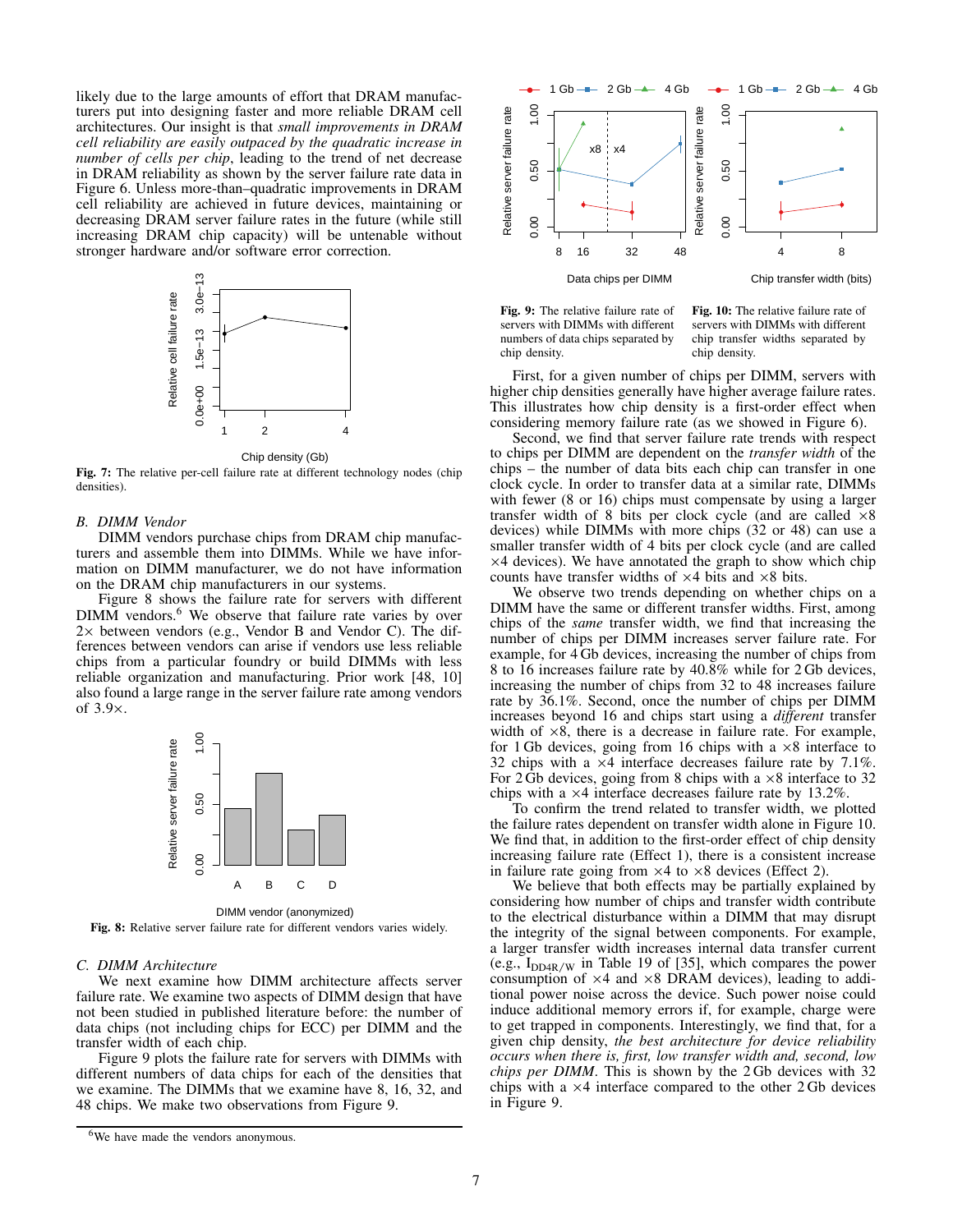likely due to the large amounts of effort that DRAM manufacturers put into designing faster and more reliable DRAM cell architectures. Our insight is that *small improvements in DRAM cell reliability are easily outpaced by the quadratic increase in number of cells per chip*, leading to the trend of net decrease in DRAM reliability as shown by the server failure rate data in Figure 6. Unless more-than–quadratic improvements in DRAM cell reliability are achieved in future devices, maintaining or decreasing DRAM server failure rates in the future (while still increasing DRAM chip capacity) will be untenable without stronger hardware and/or software error correction.

**Fig. 7:** The relative per-cell failure rate at different technology nodes (chip densities).

### B. DIMM Vendor

DIMM vendors purchase chips from DRAM chip manufacturers and assemble them into DIMMs. While we have information on DIMM manufacturer, we do not have information on the DRAM chip manufacturers in our systems.

Figure 8 shows the failure rate for servers with different DIMM vendors.[6] We observe that failure rate varies by over 2× between vendors (e.g., Vendor B and Vendor C). The differences between vendors can arise if vendors use less reliable chips from a particular foundry or build DIMMs with less reliable organization and manufacturing. Prior work [48, 10] also found a large range in the server failure rate among vendors of 3.9×.

**Fig. 8:** Relative server failure rate for different vendors varies widely.

### C. DIMM Architecture

We next examine how DIMM architecture affects server failure rate. We examine two aspects of DIMM design that have not been studied in published literature before: the number of data chips (not including chips for ECC) per DIMM and the transfer width of each chip.

Figure 9 plots the failure rate for servers with DIMMs with different numbers of data chips for each of the densities that we examine. The DIMMs that we examine have 8, 16, 32, and 48 chips. We make two observations from Figure 9.

[6] We have made the vendors anonymous.

**Fig. 9:** The relative failure rate of servers with DIMMs with different numbers of data chips separated by chip density.

**Fig. 10:** The relative failure rate of servers with DIMMs with different chip transfer widths separated by chip density.

First, for a given number of chips per DIMM, servers with higher chip densities generally have higher average failure rates. This illustrates how chip density is a first-order effect when considering memory failure rate (as we showed in Figure 6).

Second, we find that server failure rate trends with respect to chips per DIMM are dependent on the *transfer width* of the chips – the number of data bits each chip can transfer in one clock cycle. In order to transfer data at a similar rate, DIMMs with fewer (8 or 16) chips must compensate by using a larger transfer width of 8 bits per clock cycle (and are called ×8 devices) while DIMMs with more chips (32 or 48) can use a smaller transfer width of 4 bits per clock cycle (and are called ×4 devices). We have annotated the graph to show which chip counts have transfer widths of ×4 bits and ×8 bits.

We observe two trends depending on whether chips on a DIMM have the same or different transfer widths. First, among chips of the *same* transfer width, we find that increasing the number of chips per DIMM increases server failure rate. For example, for 4 Gb devices, increasing the number of chips from 8 to 16 increases failure rate by 40.8% while for 2 Gb devices, increasing the number of chips from 32 to 48 increases failure rate by 36.1%. Second, once the number of chips per DIMM increases beyond 16 and chips start using a *different* transfer width of ×8, there is a decrease in failure rate. For example, for 1 Gb devices, going from 16 chips with a ×8 interface to 32 chips with a ×4 interface decreases failure rate by 7.1%. For 2 Gb devices, going from 8 chips with a ×8 interface to 32 chips with a ×4 interface decreases failure rate by 13.2%.

To confirm the trend related to transfer width, we plotted the failure rates dependent on transfer width alone in Figure 10. We find that, in addition to the first-order effect of chip density increasing failure rate (Effect 1), there is a consistent increase in failure rate going from ×4 to ×8 devices (Effect 2).

We believe that both effects may be partially explained by considering how number of chips and transfer width contribute to the electrical disturbance within a DIMM that may disrupt the integrity of the signal between components. For example, a larger transfer width increases internal data transfer current (e.g., $I_{DD4R/W}$ in Table 19 of [35], which compares the power consumption of ×4 and ×8 DRAM devices), leading to additional power noise across the device. Such power noise could induce additional memory errors if, for example, charge were to get trapped in components. Interestingly, we find that, for a given chip density, *the best architecture for device reliability occurs when there is, first, low transfer width and, second, low chips per DIMM*. This is shown by the 2 Gb devices with 32 chips with a ×4 interface compared to the other 2 Gb devices in Figure 9.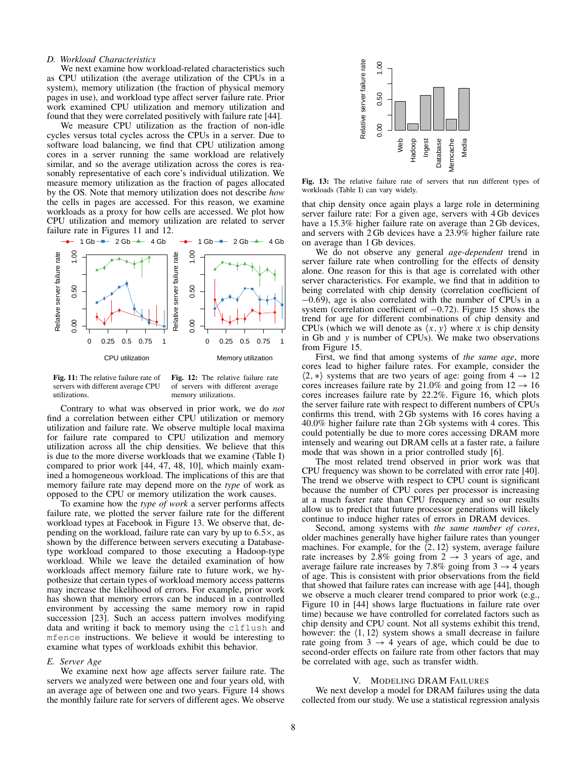### D. Workload Characteristics

We next examine how workload-related characteristics such as CPU utilization (the average utilization of the CPUs in a system), memory utilization (the fraction of physical memory pages in use), and workload type affect server failure rate. Prior work examined CPU utilization and memory utilization and found that they were correlated positively with failure rate [44].

We measure CPU utilization as the fraction of non-idle cycles versus total cycles across the CPUs in a server. Due to software load balancing, we find that CPU utilization among cores in a server running the same workload are relatively similar, and so the average utilization across the cores is reasonably representative of each core's individual utilization. We measure memory utilization as the fraction of pages allocated by the OS. Note that memory utilization does not describe *how* the cells in pages are accessed. For this reason, we examine workloads as a proxy for how cells are accessed. We plot how CPU utilization and memory utilization are related to server failure rate in Figures 11 and 12.

**Fig. 11:** The relative failure rate of servers with different average CPU utilizations.

**Fig. 12:** The relative failure rate of servers with different average memory utilizations.

Contrary to what was observed in prior work, we do *not* find a correlation between either CPU utilization or memory utilization and failure rate. We observe multiple local maxima for failure rate compared to CPU utilization and memory utilization across all the chip densities. We believe that this is due to the more diverse workloads that we examine (Table I) compared to prior work [44, 47, 48, 10], which mainly examined a homogeneous workload. The implications of this are that memory failure rate may depend more on the *type* of work as opposed to the CPU or memory utilization the work causes.

To examine how the *type of work* a server performs affects failure rate, we plotted the server failure rate for the different workload types at Facebook in Figure 13. We observe that, depending on the workload, failure rate can vary by up to 6.5×, as shown by the difference between servers executing a Database-type workload compared to those executing a Hadoop-type workload. While we leave the detailed examination of how workloads affect memory failure rate to future work, we hypothesize that certain types of workload memory access patterns may increase the likelihood of errors. For example, prior work has shown that memory errors can be induced in a controlled environment by accessing the same memory row in rapid succession [23]. Such an access pattern involves modifying data and writing it back to memory using the `clflush` and `mfence` instructions. We believe it would be interesting to examine what types of workloads exhibit this behavior.

### E. Server Age

We examine next how age affects server failure rate. The servers we analyzed were between one and four years old, with an average age of between one and two years. Figure 14 shows the monthly failure rate for servers of different ages. We observe that chip density once again plays a large role in determining server failure rate: For a given age, servers with 4 Gb devices have a 15.3% higher failure rate on average than 2 Gb devices, and servers with 2 Gb devices have a 23.9% higher failure rate on average than 1 Gb devices.

**Fig. 13:** The relative failure rate of servers that run different types of workloads (Table I) can vary widely.

We do not observe any general *age-dependent* trend in server failure rate when controlling for the effects of density alone. One reason for this is that age is correlated with other server characteristics. For example, we find that in addition to being correlated with chip density (correlation coefficient of $-0.69$), age is also correlated with the number of CPUs in a system (correlation coefficient of $-0.72$). Figure 15 shows the trend for age for different combinations of chip density and CPUs (which we will denote as $\langle x, y \rangle$ where $x$ is chip density in Gb and $y$ is number of CPUs). We make two observations from Figure 15.

First, we find that among systems of *the same age*, more cores lead to higher failure rates. For example, consider the $\langle 2, * \rangle$ systems that are two years of age: going from $4 \rightarrow 12$ cores increases failure rate by 21.0% and going from $12 \rightarrow 16$ cores increases failure rate by 22.2%. Figure 16, which plots the server failure rate with respect to different numbers of CPUs confirms this trend, with 2 Gb systems with 16 cores having a 40.0% higher failure rate than 2 Gb systems with 4 cores. This could potentially be due to more cores accessing DRAM more intensely and wearing out DRAM cells at a faster rate, a failure mode that was shown in a prior controlled study [6].

The most related trend observed in prior work was that CPU frequency was shown to be correlated with error rate [40]. The trend we observe with respect to CPU count is significant because the number of CPU cores per processor is increasing at a much faster rate than CPU frequency and so our results allow us to predict that future processor generations will likely continue to induce higher rates of errors in DRAM devices.

Second, among systems with *the same number of cores*, older machines generally have higher failure rates than younger machines. For example, for the $\langle 2, 12 \rangle$ system, average failure rate increases by 2.8% going from $2 \rightarrow 3$ years of age, and average failure rate increases by 7.8% going from $3 \rightarrow 4$ years of age. This is consistent with prior observations from the field that showed that failure rates can increase with age [44], though we observe a much clearer trend compared to prior work (e.g., Figure 10 in [44] shows large fluctuations in failure rate over time) because we have controlled for correlated factors such as chip density and CPU count. Not all systems exhibit this trend, however: the $\langle 1, 12 \rangle$ system shows a small decrease in failure rate going from $3 \rightarrow 4$ years of age, which could be due to second-order effects on failure rate from other factors that may be correlated with age, such as transfer width.

## V. Modeling DRAM Failures

We next develop a model for DRAM failures using the data collected from our study. We use a statistical regression analysis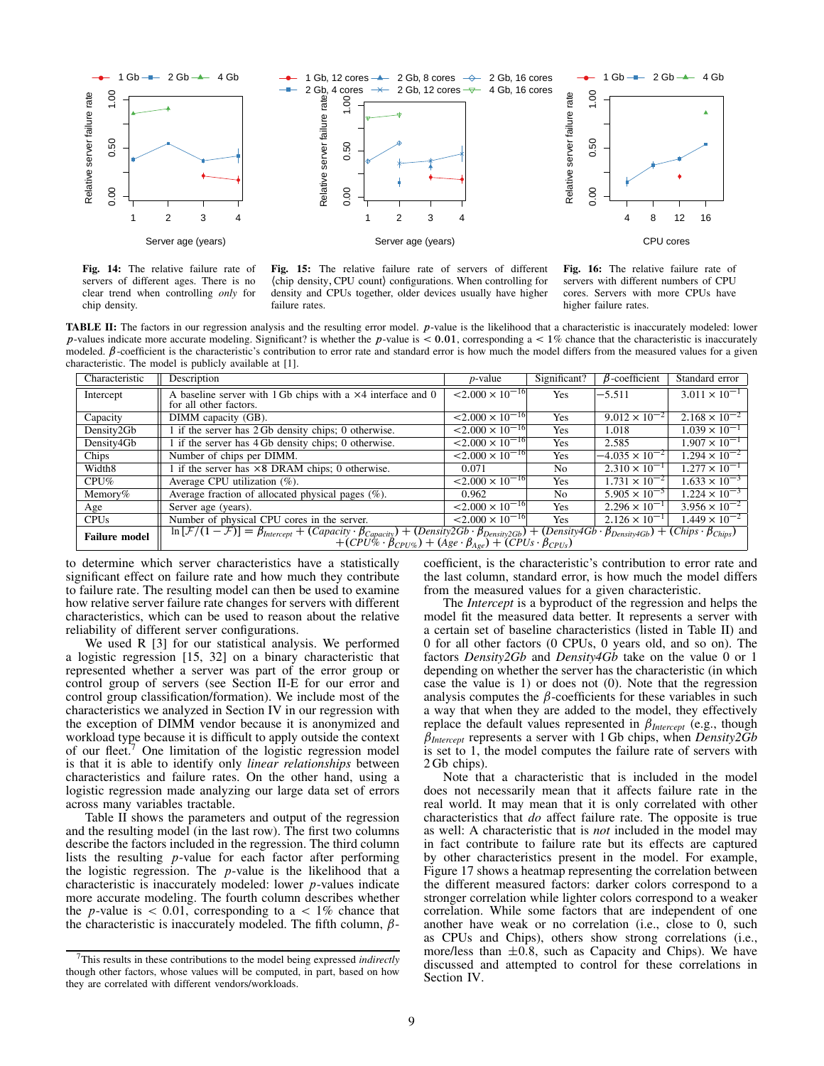Fig. 14: The relative failure rate of servers of different ages. There is no clear trend when controlling *only* for chip density.

Fig. 15: The relative failure rate of servers of different ⟨chip density, CPU count⟩ configurations. When controlling for density and CPUs together, older devices usually have higher failure rates.

Fig. 16: The relative failure rate of servers with different numbers of CPU cores. Servers with more CPUs have higher failure rates.

**TABLE II:** The factors in our regression analysis and the resulting error model. $p$-value is the likelihood that a characteristic is inaccurately modeled: lower $p$-values indicate more accurate modeling. Significant? is whether the $p$-value is $< 0.01$, corresponding a $< 1\%$ chance that the characteristic is inaccurately modeled. $\beta$-coefficient is the characteristic's contribution to error rate and standard error is how much the model differs from the measured values for a given characteristic. The model is publicly available at [1].

| Characteristic | Description | $p$-value | Significant? | $\beta$-coefficient | Standard error |
|---|---|---|---|---|---|
| Intercept | A baseline server with 1 Gb chips with a ×4 interface and 0 for all other factors. | $<2.000 \times 10^{-16}$ | Yes | $-5.511$ | $3.011 \times 10^{-1}$ |
| Capacity | DIMM capacity (GB). | $<2.000 \times 10^{-16}$ | Yes | $9.012 \times 10^{-2}$ | $2.168 \times 10^{-2}$ |
| Density2Gb | 1 if the server has 2 Gb density chips; 0 otherwise. | $<2.000 \times 10^{-16}$ | Yes | $1.018$ | $1.039 \times 10^{-1}$ |
| Density4Gb | 1 if the server has 4 Gb density chips; 0 otherwise. | $<2.000 \times 10^{-16}$ | Yes | $2.585$ | $1.907 \times 10^{-1}$ |
| Chips | Number of chips per DIMM. | $<2.000 \times 10^{-16}$ | Yes | $-4.035 \times 10^{-2}$ | $1.294 \times 10^{-2}$ |
| Width8 | 1 if the server has ×8 DRAM chips; 0 otherwise. | $0.071$ | No | $2.310 \times 10^{-1}$ | $1.277 \times 10^{-1}$ |
| CPU% | Average CPU utilization (%). | $<2.000 \times 10^{-16}$ | Yes | $1.731 \times 10^{-2}$ | $1.633 \times 10^{-3}$ |
| Memory% | Average fraction of allocated physical pages (%). | $0.962$ | No | $5.905 \times 10^{-5}$ | $1.224 \times 10^{-3}$ |
| Age | Server age (years). | $<2.000 \times 10^{-16}$ | Yes | $2.296 \times 10^{-1}$ | $3.956 \times 10^{-2}$ |
| CPUs | Number of physical CPU cores in the server. | $<2.000 \times 10^{-16}$ | Yes | $2.126 \times 10^{-1}$ | $1.449 \times 10^{-2}$ |
| **Failure model** | $\ln[\mathcal{F}/(1-\mathcal{F})] = \beta_{Intercept} + (Capacity \cdot \beta_{Capacity}) + (Density2Gb \cdot \beta_{Density2Gb}) + (Density4Gb \cdot \beta_{Density4Gb}) + (Chips \cdot \beta_{Chips}) + (CPU\% \cdot \beta_{CPU\%}) + (Age \cdot \beta_{Age}) + (CPUs \cdot \beta_{CPUs})$ | | | | |

to determine which server characteristics have a statistically significant effect on failure rate and how much they contribute to failure rate. The resulting model can then be used to examine how relative server failure rate changes for servers with different characteristics, which can be used to reason about the relative reliability of different server configurations.

We used R [3] for our statistical analysis. We performed a logistic regression [15, 32] on a binary characteristic that represented whether a server was part of the error group or control group of servers (see Section II-E for our error and control group classification/formation). We include most of the characteristics we analyzed in Section IV in our regression with the exception of DIMM vendor because it is anonymized and workload type because it is difficult to apply outside the context of our fleet.[7] One limitation of the logistic regression model is that it is able to identify only *linear relationships* between characteristics and failure rates. On the other hand, using a logistic regression made analyzing our large data set of errors across many variables tractable.

Table II shows the parameters and output of the regression and the resulting model (in the last row). The first two columns describe the factors included in the regression. The third column lists the resulting $p$-value for each factor after performing the logistic regression. The $p$-value is the likelihood that a characteristic is inaccurately modeled: lower $p$-values indicate more accurate modeling. The fourth column describes whether the $p$-value is $< 0.01$, corresponding to a $< 1\%$ chance that the characteristic is inaccurately modeled. The fifth column, $\beta$-coefficient, is the characteristic's contribution to error rate and the last column, standard error, is how much the model differs from the measured values for a given characteristic.

The *Intercept* is a byproduct of the regression and helps the model fit the measured data better. It represents a server with a certain set of baseline characteristics (listed in Table II) and 0 for all other factors (0 CPUs, 0 years old, and so on). The factors *Density2Gb* and *Density4Gb* take on the value 0 or 1 depending on whether the server has the characteristic (in which case the value is 1) or does not (0). Note that the regression analysis computes the $\beta$-coefficients for these variables in such a way that when they are added to the model, they effectively replace the default values represented in $\beta_{Intercept}$ (e.g., though $\beta_{Intercept}$ represents a server with 1 Gb chips, when *Density2Gb* is set to 1, the model computes the failure rate of servers with 2 Gb chips).

Note that a characteristic that is included in the model does not necessarily mean that it affects failure rate in the real world. It may mean that it is only correlated with other characteristics that *do* affect failure rate. The opposite is true as well: A characteristic that is *not* included in the model may in fact contribute to failure rate but its effects are captured by other characteristics present in the model. For example, Figure 17 shows a heatmap representing the correlation between the different measured factors: darker colors correspond to a stronger correlation while lighter colors correspond to a weaker correlation. While some factors that are independent of one another have weak or no correlation (i.e., close to 0, such as CPUs and Chips), others show strong correlations (i.e., more/less than $\pm 0.8$, such as Capacity and Chips). We have discussed and attempted to control for these correlations in Section IV.

[7] This results in these contributions to the model being expressed *indirectly* though other factors, whose values will be computed, in part, based on how they are correlated with different vendors/workloads.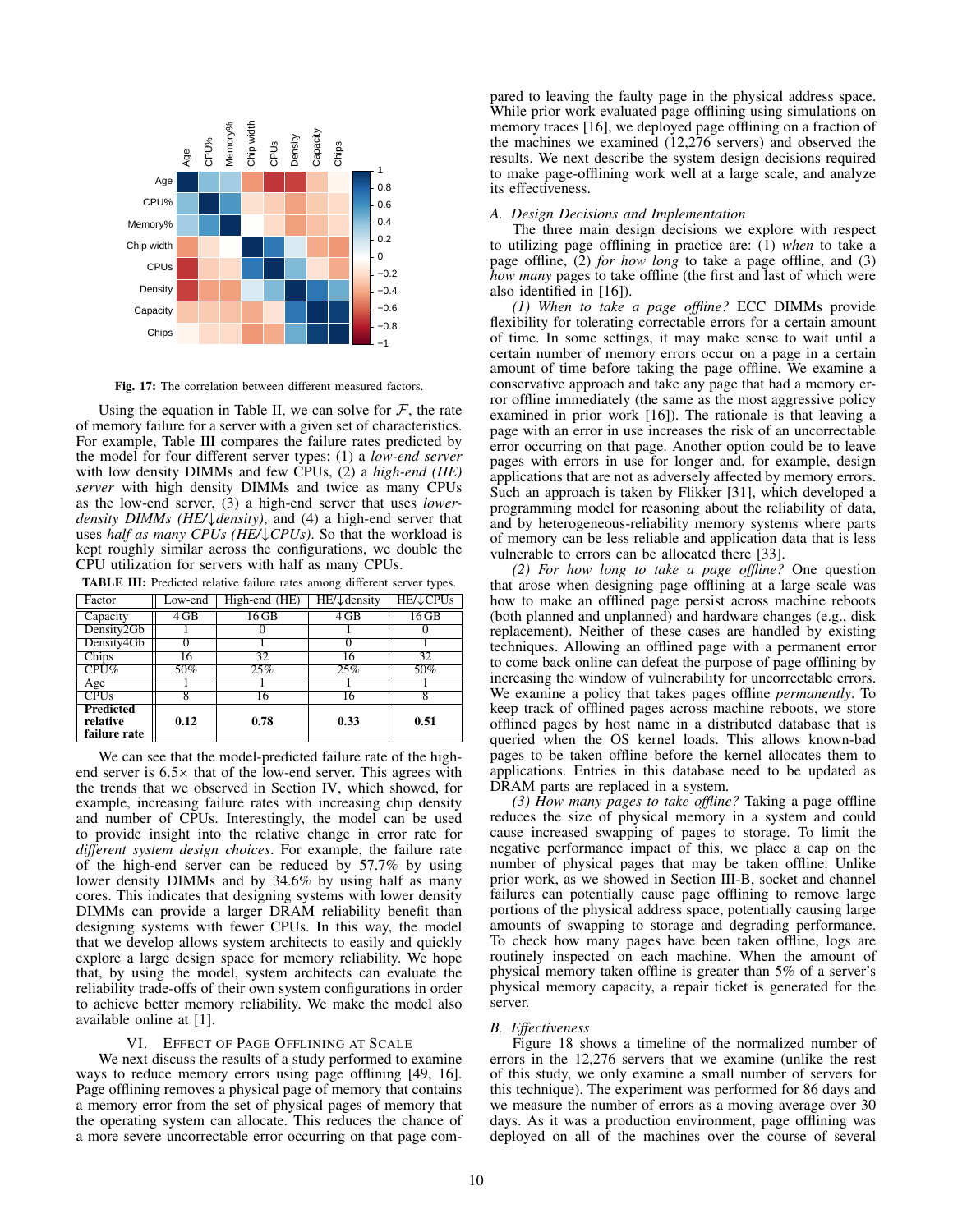Age
CPU%
Memory%
Chip width
CPUs
Density
Capacity
Chips

1
0.8
0.6
0.4
0.2
0
−0.2
−0.4
−0.6
−0.8
−1

**Fig. 17:** The correlation between different measured factors.

Using the equation in Table II, we can solve for $\mathcal{F}$, the rate of memory failure for a server with a given set of characteristics. For example, Table III compares the failure rates predicted by the model for four different server types: (1) a *low-end server* with low density DIMMs and few CPUs, (2) a *high-end (HE) server* with high density DIMMs and twice as many CPUs as the low-end server, (3) a high-end server that uses *lower-density DIMMs (HE/↓density)*, and (4) a high-end server that uses *half as many CPUs (HE/↓CPUs)*. So that the workload is kept roughly similar across the configurations, we double the CPU utilization for servers with half as many CPUs.

**TABLE III:** Predicted relative failure rates among different server types.

| Factor | Low-end | High-end (HE) | HE/↓density | HE/↓CPUs |
|---|---|---|---|---|
| Capacity | 4 GB | 16 GB | 4 GB | 16 GB |
| Density2Gb | 1 | 0 | 1 | 0 |
| Density4Gb | 0 | 1 | 0 | 1 |
| Chips | 16 | 32 | 16 | 32 |
| CPU% | 50% | 25% | 25% | 50% |
| Age | 1 | 1 | 1 | 1 |
| CPUs | 8 | 16 | 16 | 8 |
| **Predicted relative failure rate** | **0.12** | **0.78** | **0.33** | **0.51** |

We can see that the model-predicted failure rate of the high-end server is 6.5× that of the low-end server. This agrees with the trends that we observed in Section IV, which showed, for example, increasing failure rates with increasing chip density and number of CPUs. Interestingly, the model can be used to provide insight into the relative change in error rate for *different system design choices*. For example, the failure rate of the high-end server can be reduced by 57.7% by using lower density DIMMs and by 34.6% by using half as many cores. This indicates that designing systems with lower density DIMMs can provide a larger DRAM reliability benefit than designing systems with fewer CPUs. In this way, the model that we develop allows system architects to easily and quickly explore a large design space for memory reliability. We hope that, by using the model, system architects can evaluate the reliability trade-offs of their own system configurations in order to achieve better memory reliability. We make the model also available online at [1].

## VI. Effect of Page Offlining at Scale

We next discuss the results of a study performed to examine ways to reduce memory errors using page offlining [49, 16]. Page offlining removes a physical page of memory that contains a memory error from the set of physical pages of memory that the operating system can allocate. This reduces the chance of a more severe uncorrectable error occurring on that page compared to leaving the faulty page in the physical address space. While prior work evaluated page offlining using simulations on memory traces [16], we deployed page offlining on a fraction of the machines we examined (12,276 servers) and observed the results. We next describe the system design decisions required to make page-offlining work well at a large scale, and analyze its effectiveness.

### A. Design Decisions and Implementation

The three main design decisions we explore with respect to utilizing page offlining in practice are: (1) *when* to take a page offline, (2) *for how long* to take a page offline, and (3) *how many* pages to take offline (the first and last of which were also identified in [16]).

*(1) When to take a page offline?* ECC DIMMs provide flexibility for tolerating correctable errors for a certain amount of time. In some settings, it may make sense to wait until a certain number of memory errors occur on a page in a certain amount of time before taking the page offline. We examine a conservative approach and take any page that had a memory error offline immediately (the same as the most aggressive policy examined in prior work [16]). The rationale is that leaving a page with an error in use increases the risk of an uncorrectable error occurring on that page. Another option could be to leave pages with errors in use for longer and, for example, design applications that are not as adversely affected by memory errors. Such an approach is taken by Flikker [31], which developed a programming model for reasoning about the reliability of data, and by heterogeneous-reliability memory systems where parts of memory can be less reliable and application data that is less vulnerable to errors can be allocated there [33].

*(2) For how long to take a page offline?* One question that arose when designing page offlining at a large scale was how to make an offlined page persist across machine reboots (both planned and unplanned) and hardware changes (e.g., disk replacement). Neither of these cases are handled by existing techniques. Allowing an offlined page with a permanent error to come back online can defeat the purpose of page offlining by increasing the window of vulnerability for uncorrectable errors. We examine a policy that takes pages offline *permanently*. To keep track of offlined pages across machine reboots, we store offlined pages by host name in a distributed database that is queried when the OS kernel loads. This allows known-bad pages to be taken offline before the kernel allocates them to applications. Entries in this database need to be updated as DRAM parts are replaced in a system.

*(3) How many pages to take offline?* Taking a page offline reduces the size of physical memory in a system and could cause increased swapping of pages to storage. To limit the negative performance impact of this, we place a cap on the number of physical pages that may be taken offline. Unlike prior work, as we showed in Section III-B, socket and channel failures can potentially cause page offlining to remove large portions of the physical address space, potentially causing large amounts of swapping to storage and degrading performance. To check how many pages have been taken offline, logs are routinely inspected on each machine. When the amount of physical memory taken offline is greater than 5% of a server's physical memory capacity, a repair ticket is generated for the server.

### B. Effectiveness

Figure 18 shows a timeline of the normalized number of errors in the 12,276 servers that we examine (unlike the rest of this study, we only examine a small number of servers for this technique). The experiment was performed for 86 days and we measure the number of errors as a moving average over 30 days. As it was a production environment, page offlining was deployed on all of the machines over the course of several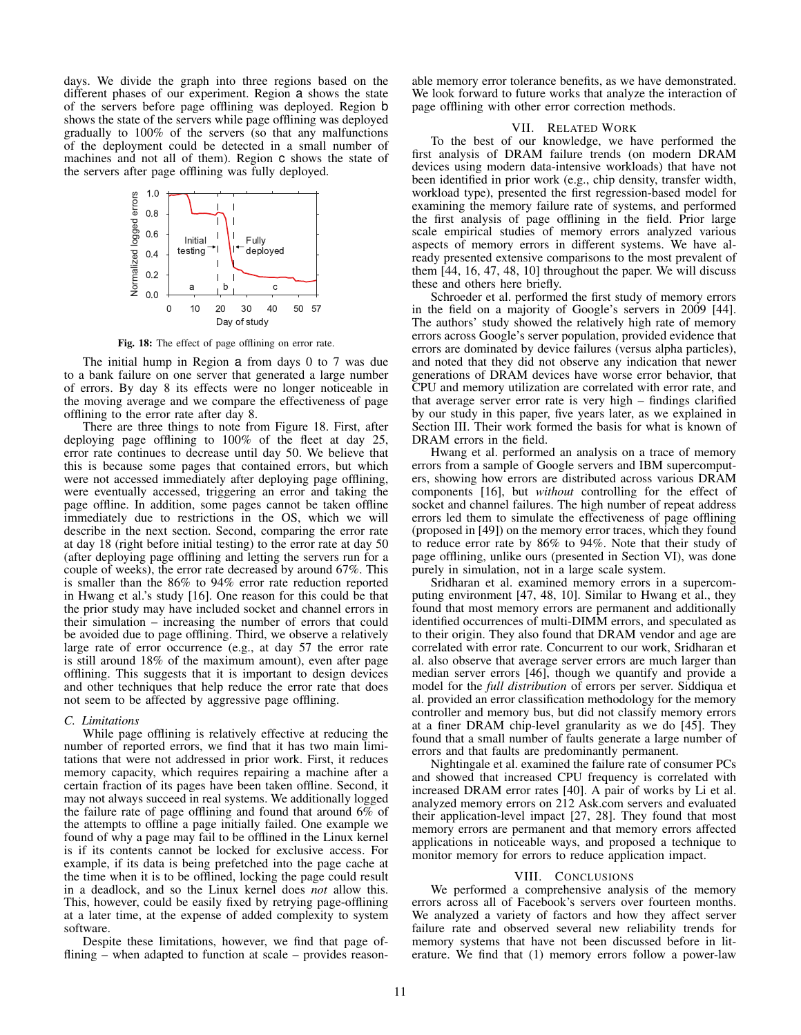days. We divide the graph into three regions based on the different phases of our experiment. Region a shows the state of the servers before page offlining was deployed. Region b shows the state of the servers while page offlining was deployed gradually to 100% of the servers (so that any malfunctions of the deployment could be detected in a small number of machines and not all of them). Region c shows the state of the servers after page offlining was fully deployed.

Normalized logged errors
1.0
0.8
0.6
0.4
0.2
0.0
Initial testing
Fully deployed
a
b
c
0 10 20 30 40 50 57
Day of study

**Fig. 18:** The effect of page offlining on error rate.

The initial hump in Region a from days 0 to 7 was due to a bank failure on one server that generated a large number of errors. By day 8 its effects were no longer noticeable in the moving average and we compare the effectiveness of page offlining to the error rate after day 8.

There are three things to note from Figure 18. First, after deploying page offlining to 100% of the fleet at day 25, error rate continues to decrease until day 50. We believe that this is because some pages that contained errors, but which were not accessed immediately after deploying page offlining, were eventually accessed, triggering an error and taking the page offline. In addition, some pages cannot be taken offline immediately due to restrictions in the OS, which we will describe in the next section. Second, comparing the error rate at day 18 (right before initial testing) to the error rate at day 50 (after deploying page offlining and letting the servers run for a couple of weeks), the error rate decreased by around 67%. This is smaller than the 86% to 94% error rate reduction reported in Hwang et al.'s study [16]. One reason for this could be that the prior study may have included socket and channel errors in their simulation – increasing the number of errors that could be avoided due to page offlining. Third, we observe a relatively large rate of error occurrence (e.g., at day 57 the error rate is still around 18% of the maximum amount), even after page offlining. This suggests that it is important to design devices and other techniques that help reduce the error rate that does not seem to be affected by aggressive page offlining.

### C. Limitations

While page offlining is relatively effective at reducing the number of reported errors, we find that it has two main limitations that were not addressed in prior work. First, it reduces memory capacity, which requires repairing a machine after a certain fraction of its pages have been taken offline. Second, it may not always succeed in real systems. We additionally logged the failure rate of page offlining and found that around 6% of the attempts to offline a page initially failed. One example we found of why a page may fail to be offlined in the Linux kernel is if its contents cannot be locked for exclusive access. For example, if its data is being prefetched into the page cache at the time when it is to be offlined, locking the page could result in a deadlock, and so the Linux kernel does *not* allow this. This, however, could be easily fixed by retrying page-offlining at a later time, at the expense of added complexity to system software.

Despite these limitations, however, we find that page offlining – when adapted to function at scale – provides reasonable memory error tolerance benefits, as we have demonstrated. We look forward to future works that analyze the interaction of page offlining with other error correction methods.

## VII. Related Work

To the best of our knowledge, we have performed the first analysis of DRAM failure trends (on modern DRAM devices using modern data-intensive workloads) that have not been identified in prior work (e.g., chip density, transfer width, workload type), presented the first regression-based model for examining the memory failure rate of systems, and performed the first analysis of page offlining in the field. Prior large scale empirical studies of memory errors analyzed various aspects of memory errors in different systems. We have already presented extensive comparisons to the most prevalent of them [44, 16, 47, 48, 10] throughout the paper. We will discuss these and others here briefly.

Schroeder et al. performed the first study of memory errors in the field on a majority of Google's servers in 2009 [44]. The authors' study showed the relatively high rate of memory errors across Google's server population, provided evidence that errors are dominated by device failures (versus alpha particles), and noted that they did not observe any indication that newer generations of DRAM devices have worse error behavior, that CPU and memory utilization are correlated with error rate, and that average server error rate is very high – findings clarified by our study in this paper, five years later, as we explained in Section III. Their work formed the basis for what is known of DRAM errors in the field.

Hwang et al. performed an analysis on a trace of memory errors from a sample of Google servers and IBM supercomputers, showing how errors are distributed across various DRAM components [16], but *without* controlling for the effect of socket and channel failures. The high number of repeat address errors led them to simulate the effectiveness of page offlining (proposed in [49]) on the memory error traces, which they found to reduce error rate by 86% to 94%. Note that their study of page offlining, unlike ours (presented in Section VI), was done purely in simulation, not in a large scale system.

Sridharan et al. examined memory errors in a supercomputing environment [47, 48, 10]. Similar to Hwang et al., they found that most memory errors are permanent and additionally identified occurrences of multi-DIMM errors, and speculated as to their origin. They also found that DRAM vendor and age are correlated with error rate. Concurrent to our work, Sridharan et al. also observe that average server errors are much larger than median server errors [46], though we quantify and provide a model for the *full distribution* of errors per server. Siddiqua et al. provided an error classification methodology for the memory controller and memory bus, but did not classify memory errors at a finer DRAM chip-level granularity as we do [45]. They found that a small number of faults generate a large number of errors and that faults are predominantly permanent.

Nightingale et al. examined the failure rate of consumer PCs and showed that increased CPU frequency is correlated with increased DRAM error rates [40]. A pair of works by Li et al. analyzed memory errors on 212 Ask.com servers and evaluated their application-level impact [27, 28]. They found that most memory errors are permanent and that memory errors affected applications in noticeable ways, and proposed a technique to monitor memory for errors to reduce application impact.

## VIII. Conclusions

We performed a comprehensive analysis of the memory errors across all of Facebook's servers over fourteen months. We analyzed a variety of factors and how they affect server failure rate and observed several new reliability trends for memory systems that have not been discussed before in literature. We find that (1) memory errors follow a power-law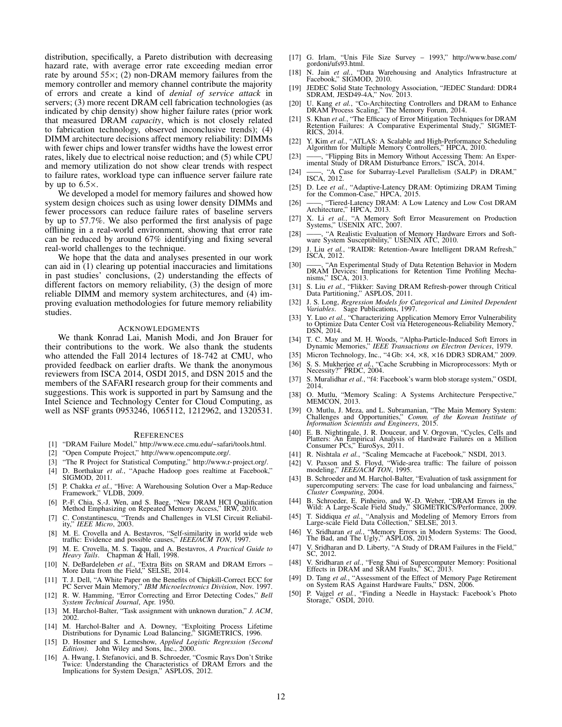distribution, specifically, a Pareto distribution with decreasing hazard rate, with average error rate exceeding median error rate by around 55×; (2) non-DRAM memory failures from the memory controller and memory channel contribute the majority of errors and create a kind of *denial of service attack* in servers; (3) more recent DRAM cell fabrication technologies (as indicated by chip density) show higher failure rates (prior work that measured DRAM *capacity*, which is not closely related to fabrication technology, observed inconclusive trends); (4) DIMM architecture decisions affect memory reliability: DIMMs with fewer chips and lower transfer widths have the lowest error rates, likely due to electrical noise reduction; and (5) while CPU and memory utilization do not show clear trends with respect to failure rates, workload type can influence server failure rate by up to 6.5×.

We developed a model for memory failures and showed how system design choices such as using lower density DIMMs and fewer processors can reduce failure rates of baseline servers by up to 57.7%. We also performed the first analysis of page offlining in a real-world environment, showing that error rate can be reduced by around 67% identifying and fixing several real-world challenges to the technique.

We hope that the data and analyses presented in our work can aid in (1) clearing up potential inaccuracies and limitations in past studies' conclusions, (2) understanding the effects of different factors on memory reliability, (3) the design of more reliable DIMM and memory system architectures, and (4) improving evaluation methodologies for future memory reliability studies.

## Acknowledgments

We thank Konrad Lai, Manish Modi, and Jon Brauer for their contributions to the work. We also thank the students who attended the Fall 2014 lectures of 18-742 at CMU, who provided feedback on earlier drafts. We thank the anonymous reviewers from ISCA 2014, OSDI 2015, and DSN 2015 and the members of the SAFARI research group for their comments and suggestions. This work is supported in part by Samsung and the Intel Science and Technology Center for Cloud Computing, as well as NSF grants 0953246, 1065112, 1212962, and 1320531.

## References

[1] "DRAM Failure Model," http://www.ece.cmu.edu/~safari/tools.html.

[2] "Open Compute Project," http://www.opencompute.org/.

[3] "The R Project for Statistical Computing," http://www.r-project.org/.

[4] D. Borthakur *et al.*, "Apache Hadoop goes realtime at Facebook," SIGMOD, 2011.

[5] P. Chakka *et al.*, "Hive: A Warehousing Solution Over a Map-Reduce Framework," VLDB, 2009.

[6] P.-F. Chia, S.-J. Wen, and S. Baeg, "New DRAM HCI Qualification Method Emphasizing on Repeated Memory Access," IRW, 2010.

[7] C. Constantinescu, "Trends and Challenges in VLSI Circuit Reliability," *IEEE Micro*, 2003.

[8] M. E. Crovella and A. Bestavros, "Self-similarity in world wide web traffic: Evidence and possible causes," *IEEE/ACM TON*, 1997.

[9] M. E. Crovella, M. S. Taqqu, and A. Bestavros, *A Practical Guide to Heavy Tails*. Chapman & Hall, 1998.

[10] N. DeBardeleben *et al.*, "Extra Bits on SRAM and DRAM Errors – More Data from the Field," SELSE, 2014.

[11] T. J. Dell, "A White Paper on the Benefits of Chipkill-Correct ECC for PC Server Main Memory," *IBM Microelectronics Division*, Nov. 1997.

[12] R. W. Hamming, "Error Correcting and Error Detecting Codes," *Bell System Technical Journal*, Apr. 1950.

[13] M. Harchol-Balter, "Task assignment with unknown duration," *J. ACM*, 2002.

[14] M. Harchol-Balter and A. Downey, "Exploiting Process Lifetime Distributions for Dynamic Load Balancing," SIGMETRICS, 1996.

[15] D. Hosmer and S. Lemeshow, *Applied Logistic Regression (Second Edition)*. John Wiley and Sons, Inc., 2000.

[16] A. Hwang, I. Stefanovici, and B. Schroeder, "Cosmic Rays Don't Strike Twice: Understanding the Characteristics of DRAM Errors and the Implications for System Design," ASPLOS, 2012.

[17] G. Irlam, "Unis File Size Survey – 1993," http://www.base.com/gordoni/ufs93.html.

[18] N. Jain *et al.*, "Data Warehousing and Analytics Infrastructure at Facebook," SIGMOD, 2010.

[19] JEDEC Solid State Technology Association, "JEDEC Standard: DDR4 SDRAM, JESD49-4A," Nov. 2013.

[20] U. Kang *et al.*, "Co-Architecting Controllers and DRAM to Enhance DRAM Process Scaling," The Memory Forum, 2014.

[21] S. Khan *et al.*, "The Efficacy of Error Mitigation Techniques for DRAM Retention Failures: A Comparative Experimental Study," SIGMETRICS, 2014.

[22] Y. Kim *et al.*, "ATLAS: A Scalable and High-Performance Scheduling Algorithm for Multiple Memory Controllers," HPCA, 2010.

[23] ——, "Flipping Bits in Memory Without Accessing Them: An Experimental Study of DRAM Disturbance Errors," ISCA, 2014.

[24] ——, "A Case for Subarray-Level Parallelism (SALP) in DRAM," ISCA, 2012.

[25] D. Lee *et al.*, "Adaptive-Latency DRAM: Optimizing DRAM Timing for the Common-Case," HPCA, 2015.

[26] ——, "Tiered-Latency DRAM: A Low Latency and Low Cost DRAM Architecture," HPCA, 2013.

[27] X. Li *et al.*, "A Memory Soft Error Measurement on Production Systems," USENIX ATC, 2007.

[28] ——, "A Realistic Evaluation of Memory Hardware Errors and Software System Susceptibility," USENIX ATC, 2010.

[29] J. Liu *et al.*, "RAIDR: Retention-Aware Intelligent DRAM Refresh," ISCA, 2012.

[30] ——, "An Experimental Study of Data Retention Behavior in Modern DRAM Devices: Implications for Retention Time Profiling Mechanisms," ISCA, 2013.

[31] S. Liu *et al.*, "Flikker: Saving DRAM Refresh-power through Critical Data Partitioning," ASPLOS, 2011.

[32] J. S. Long, *Regression Models for Categorical and Limited Dependent Variables*. Sage Publications, 1997.

[33] Y. Luo *et al.*, "Characterizing Application Memory Error Vulnerability to Optimize Data Center Cost via Heterogeneous-Reliability Memory," DSN, 2014.

[34] T. C. May and M. H. Woods, "Alpha-Particle-Induced Soft Errors in Dynamic Memories," *IEEE Transactions on Electron Devices*, 1979.

[35] Micron Technology, Inc., "4 Gb: ×4, ×8, ×16 DDR3 SDRAM," 2009.

[36] S. S. Mukherjee *et al.*, "Cache Scrubbing in Microprocessors: Myth or Necessity?" PRDC, 2004.

[37] S. Muralidhar *et al.*, "f4: Facebook's warm blob storage system," OSDI, 2014.

[38] O. Mutlu, "Memory Scaling: A Systems Architecture Perspective," MEMCON, 2013.

[39] O. Mutlu, J. Meza, and L. Subramanian, "The Main Memory System: Challenges and Opportunities," *Comm. of the Korean Institute of Information Scientists and Engineers*, 2015.

[40] E. B. Nightingale, J. R. Douceur, and V. Orgovan, "Cycles, Cells and Platters: An Empirical Analysis of Hardware Failures on a Million Consumer PCs," EuroSys, 2011.

[41] R. Nishtala *et al.*, "Scaling Memcache at Facebook," NSDI, 2013.

[42] V. Paxson and S. Floyd, "Wide-area traffic: The failure of poisson modeling," *IEEE/ACM TON*, 1995.

[43] B. Schroeder and M. Harchol-Balter, "Evaluation of task assignment for supercomputing servers: The case for load unbalancing and fairness," *Cluster Computing*, 2004.

[44] B. Schroeder, E. Pinheiro, and W.-D. Weber, "DRAM Errors in the Wild: A Large-Scale Field Study," SIGMETRICS/Performance, 2009.

[45] T. Siddiqua *et al.*, "Analysis and Modeling of Memory Errors from Large-scale Field Data Collection," SELSE, 2013.

[46] V. Sridharan *et al.*, "Memory Errors in Modern Systems: The Good, The Bad, and The Ugly," ASPLOS, 2015.

[47] V. Sridharan and D. Liberty, "A Study of DRAM Failures in the Field," SC, 2012.

[48] V. Sridharan *et al.*, "Feng Shui of Supercomputer Memory: Positional Effects in DRAM and SRAM Faults," SC, 2013.

[49] D. Tang *et al.*, "Assessment of the Effect of Memory Page Retirement on System RAS Against Hardware Faults," DSN, 2006.

[50] P. Vajgel *et al.*, "Finding a Needle in Haystack: Facebook's Photo Storage," OSDI, 2010.